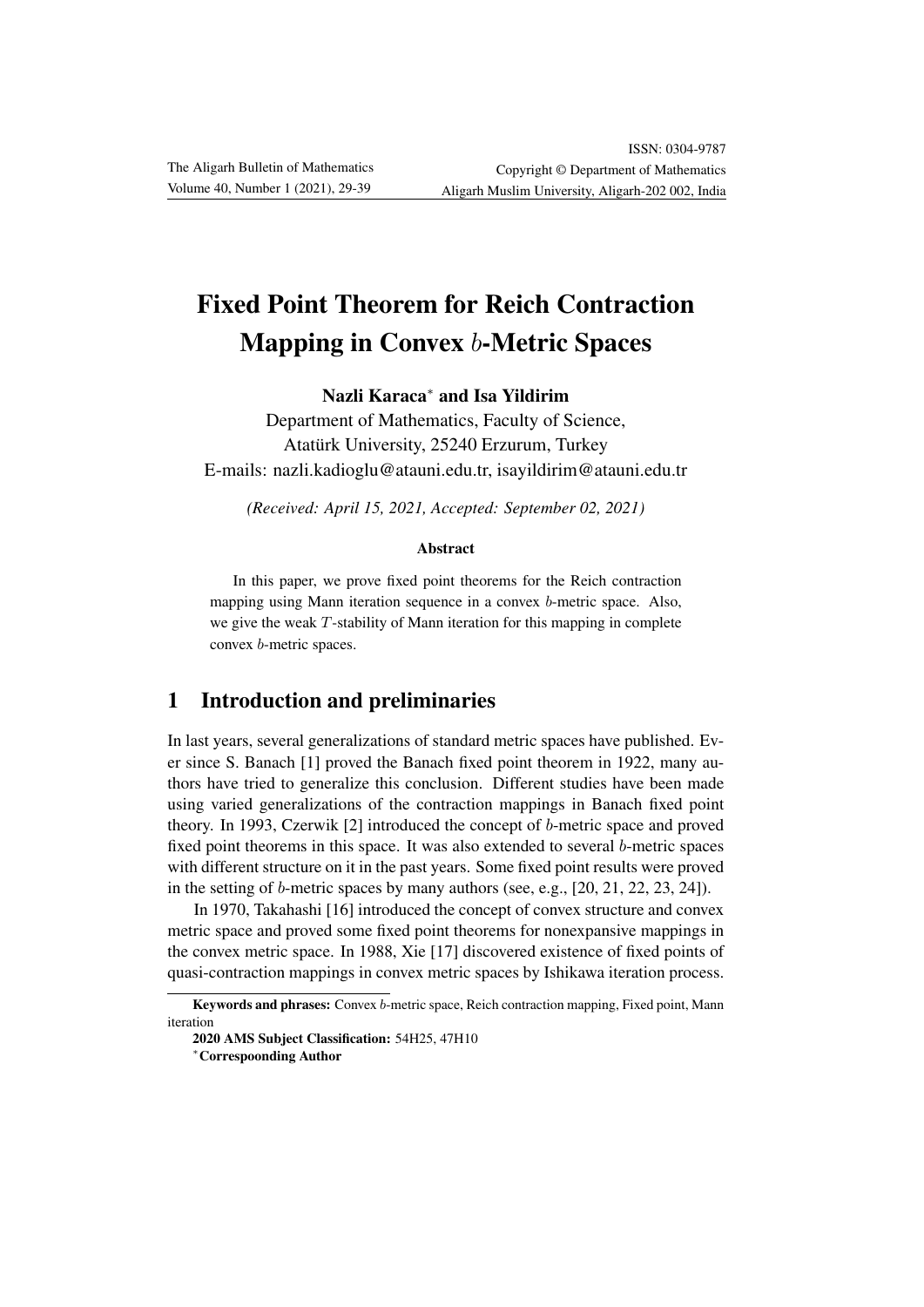# Fixed Point Theorem for Reich Contraction Mapping in Convex $b$-Metric Spaces

**Nazli Karaca**[*] **and Isa Yildirim**

Department of Mathematics, Faculty of Science,
Atatürk University, 25240 Erzurum, Turkey
E-mails: nazli.kadioglu@atauni.edu.tr, isayildirim@atauni.edu.tr

*(Received: April 15, 2021, Accepted: September 02, 2021)*

**Abstract**

In this paper, we prove fixed point theorems for the Reich contraction mapping using Mann iteration sequence in a convex $b$-metric space. Also, we give the weak $T$-stability of Mann iteration for this mapping in complete convex $b$-metric spaces.

## 1 Introduction and preliminaries

In last years, several generalizations of standard metric spaces have published. Ever since S. Banach [1] proved the Banach fixed point theorem in 1922, many authors have tried to generalize this conclusion. Different studies have been made using varied generalizations of the contraction mappings in Banach fixed point theory. In 1993, Czerwik [2] introduced the concept of $b$-metric space and proved fixed point theorems in this space. It was also extended to several $b$-metric spaces with different structure on it in the past years. Some fixed point results were proved in the setting of $b$-metric spaces by many authors (see, e.g., [20, 21, 22, 23, 24]).

In 1970, Takahashi [16] introduced the concept of convex structure and convex metric space and proved some fixed point theorems for nonexpansive mappings in the convex metric space. In 1988, Xie [17] discovered existence of fixed points of quasi-contraction mappings in convex metric spaces by Ishikawa iteration process.

**Keywords and phrases:** Convex $b$-metric space, Reich contraction mapping, Fixed point, Mann iteration

**2020 AMS Subject Classification:** 54H25, 47H10

[*]**Correspoonding Author**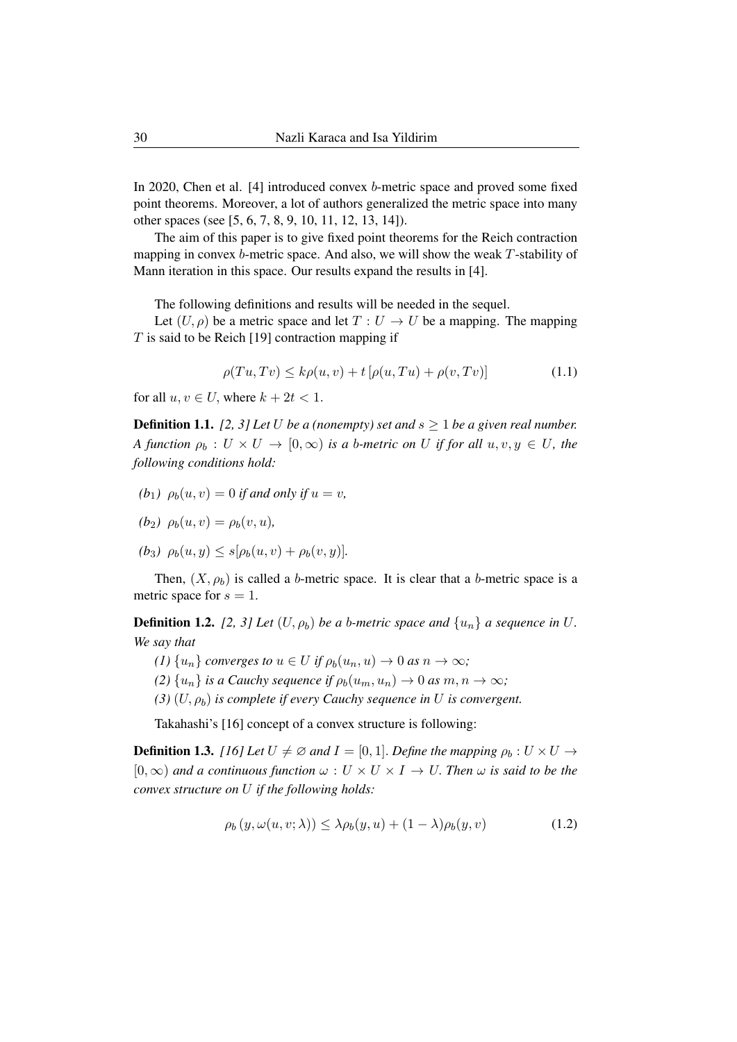In 2020, Chen et al. [4] introduced convex $b$-metric space and proved some fixed point theorems. Moreover, a lot of authors generalized the metric space into many other spaces (see [5, 6, 7, 8, 9, 10, 11, 12, 13, 14]).

The aim of this paper is to give fixed point theorems for the Reich contraction mapping in convex $b$-metric space. And also, we will show the weak $T$-stability of Mann iteration in this space. Our results expand the results in [4].

The following definitions and results will be needed in the sequel.

Let $(U, \rho)$ be a metric space and let $T : U \to U$ be a mapping. The mapping $T$ is said to be Reich [19] contraction mapping if

$$\rho(Tu, Tv) \leq k\rho(u, v) + t\left[\rho(u, Tu) + \rho(v, Tv)\right] \tag{1.1}$$

for all $u, v \in U$, where $k + 2t < 1$.

**Definition 1.1.** *[2, 3] Let $U$ be a (nonempty) set and $s \geq 1$ be a given real number. A function $\rho_b : U \times U \to [0, \infty)$ is a $b$-metric on $U$ if for all $u, v, y \in U$, the following conditions hold:*

*($b_1$) $\rho_b(u, v) = 0$ if and only if $u = v$,*

*($b_2$) $\rho_b(u, v) = \rho_b(v, u)$,*

*($b_3$) $\rho_b(u, y) \leq s[\rho_b(u, v) + \rho_b(v, y)]$.*

Then, $(X, \rho_b)$ is called a $b$-metric space. It is clear that a $b$-metric space is a metric space for $s = 1$.

**Definition 1.2.** *[2, 3] Let $(U, \rho_b)$ be a $b$-metric space and $\{u_n\}$ a sequence in $U$. We say that*

*(1) $\{u_n\}$ converges to $u \in U$ if $\rho_b(u_n, u) \to 0$ as $n \to \infty$;*

*(2) $\{u_n\}$ is a Cauchy sequence if $\rho_b(u_m, u_n) \to 0$ as $m, n \to \infty$;*

*(3) $(U, \rho_b)$ is complete if every Cauchy sequence in $U$ is convergent.*

Takahashi's [16] concept of a convex structure is following:

**Definition 1.3.** *[16] Let $U \neq \varnothing$ and $I = [0, 1]$. Define the mapping $\rho_b : U \times U \to [0, \infty)$ and a continuous function $\omega : U \times U \times I \to U$. Then $\omega$ is said to be the convex structure on $U$ if the following holds:*

$$\rho_b\left(y, \omega(u, v; \lambda)\right) \leq \lambda\rho_b(y, u) + (1 - \lambda)\rho_b(y, v) \tag{1.2}$$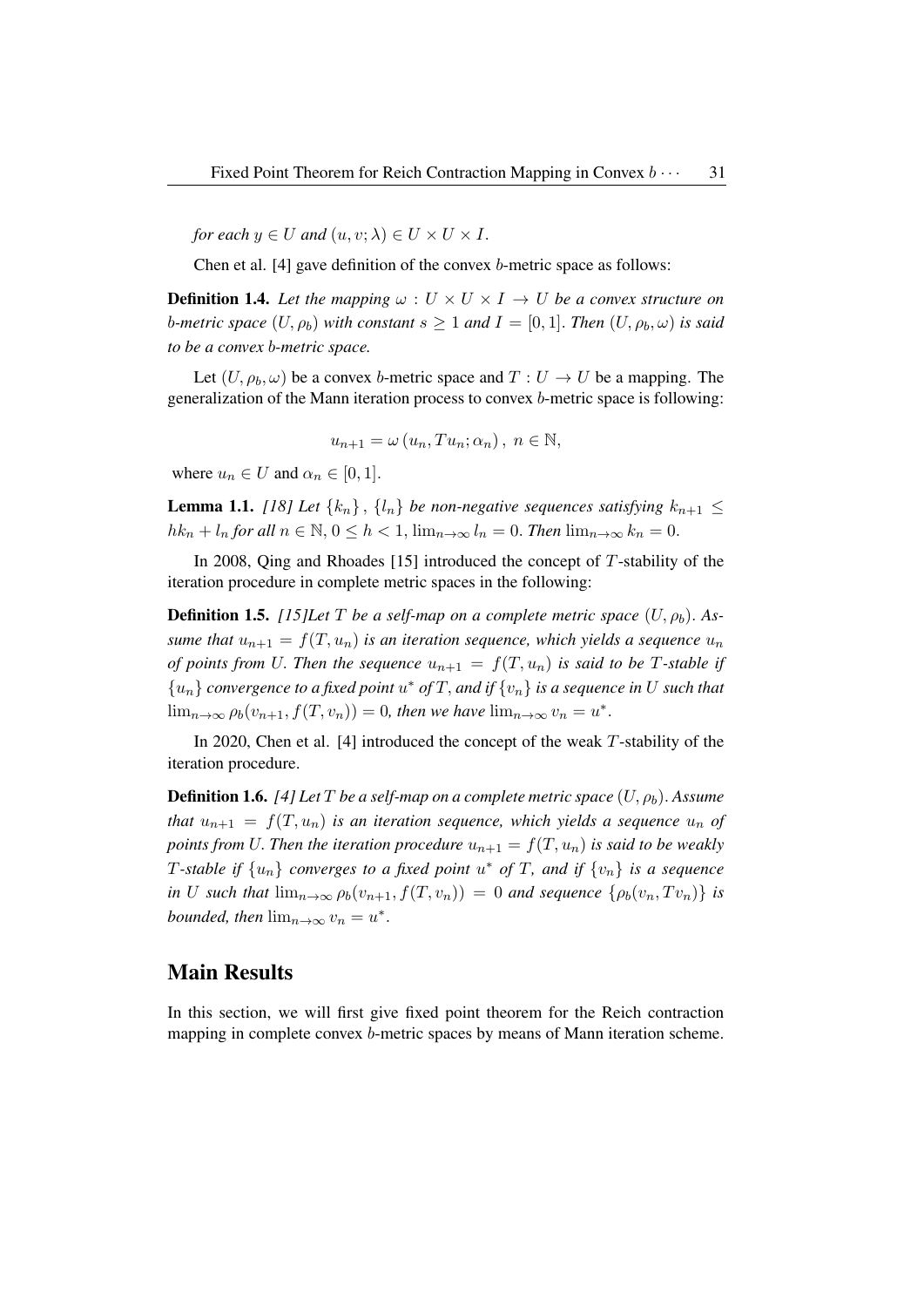*for each $y \in U$ and $(u, v; \lambda) \in U \times U \times I$.*

Chen et al. [4] gave definition of the convex $b$-metric space as follows:

**Definition 1.4.** *Let the mapping $\omega : U \times U \times I \to U$ be a convex structure on $b$-metric space $(U, \rho_b)$ with constant $s \geq 1$ and $I = [0, 1]$. Then $(U, \rho_b, \omega)$ is said to be a convex $b$-metric space.*

Let $(U, \rho_b, \omega)$ be a convex $b$-metric space and $T : U \to U$ be a mapping. The generalization of the Mann iteration process to convex $b$-metric space is following:

$$u_{n+1} = \omega\left(u_n, Tu_n; \alpha_n\right),\ n \in \mathbb{N},$$

where $u_n \in U$ and $\alpha_n \in [0, 1]$.

**Lemma 1.1.** *[18] Let $\{k_n\}$, $\{l_n\}$ be non-negative sequences satisfying $k_{n+1} \leq hk_n + l_n$ for all $n \in \mathbb{N}$, $0 \leq h < 1$, $\lim_{n\to\infty} l_n = 0$. Then $\lim_{n\to\infty} k_n = 0$.*

In 2008, Qing and Rhoades [15] introduced the concept of $T$-stability of the iteration procedure in complete metric spaces in the following:

**Definition 1.5.** *[15]Let $T$ be a self-map on a complete metric space $(U, \rho_b)$. Assume that $u_{n+1} = f(T, u_n)$ is an iteration sequence, which yields a sequence $u_n$ of points from $U$. Then the sequence $u_{n+1} = f(T, u_n)$ is said to be $T$-stable if $\{u_n\}$ convergence to a fixed point $u^*$ of $T$, and if $\{v_n\}$ is a sequence in $U$ such that $\lim_{n\to\infty} \rho_b(v_{n+1}, f(T, v_n)) = 0$, then we have $\lim_{n\to\infty} v_n = u^*$.*

In 2020, Chen et al. [4] introduced the concept of the weak $T$-stability of the iteration procedure.

**Definition 1.6.** *[4] Let $T$ be a self-map on a complete metric space $(U, \rho_b)$. Assume that $u_{n+1} = f(T, u_n)$ is an iteration sequence, which yields a sequence $u_n$ of points from $U$. Then the iteration procedure $u_{n+1} = f(T, u_n)$ is said to be weakly $T$-stable if $\{u_n\}$ converges to a fixed point $u^*$ of $T$, and if $\{v_n\}$ is a sequence in $U$ such that $\lim_{n\to\infty} \rho_b(v_{n+1}, f(T, v_n)) = 0$ and sequence $\{\rho_b(v_n, Tv_n)\}$ is bounded, then $\lim_{n\to\infty} v_n = u^*$.*

## Main Results

In this section, we will first give fixed point theorem for the Reich contraction mapping in complete convex $b$-metric spaces by means of Mann iteration scheme.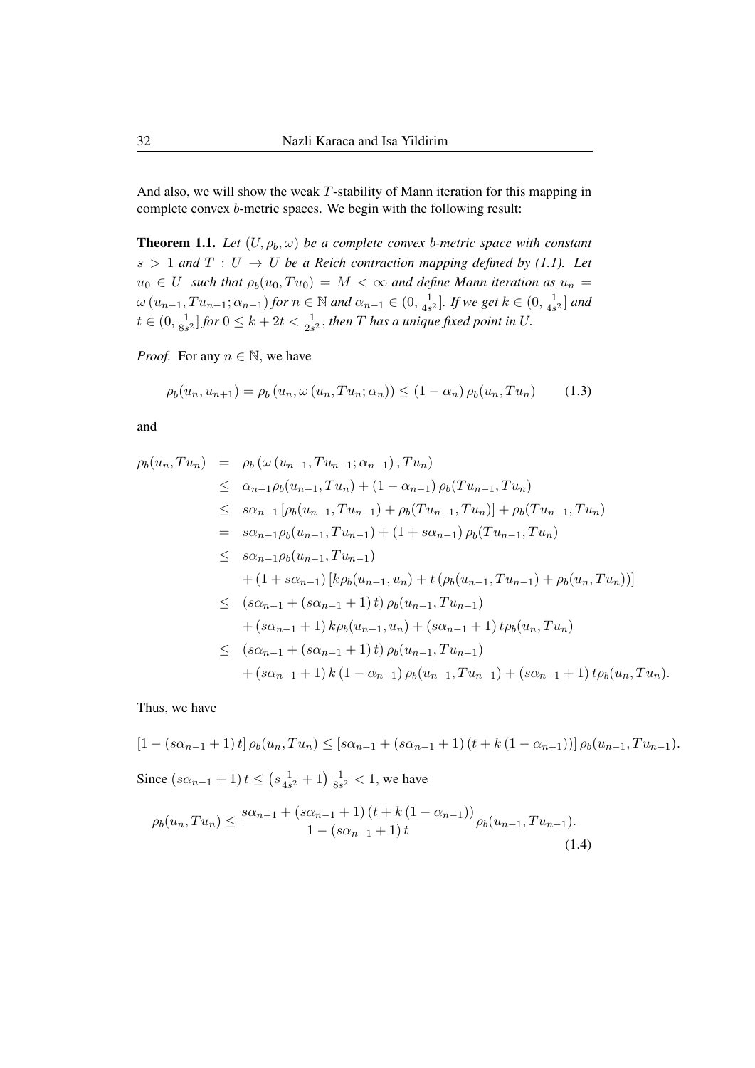And also, we will show the weak $T$-stability of Mann iteration for this mapping in complete convex $b$-metric spaces. We begin with the following result:

**Theorem 1.1.** *Let $(U, \rho_b, \omega)$ be a complete convex $b$-metric space with constant $s > 1$ and $T : U \to U$ be a Reich contraction mapping defined by (1.1). Let $u_0 \in U$ such that $\rho_b(u_0, Tu_0) = M < \infty$ and define Mann iteration as $u_n = \omega(u_{n-1}, Tu_{n-1}; \alpha_{n-1})$ for $n \in \mathbb{N}$ and $\alpha_{n-1} \in (0, \frac{1}{4s^2}]$. If we get $k \in (0, \frac{1}{4s^2}]$ and $t \in (0, \frac{1}{8s^2}]$ for $0 \le k + 2t < \frac{1}{2s^2}$, then $T$ has a unique fixed point in $U$.*

*Proof.* For any $n \in \mathbb{N}$, we have

$$\rho_b(u_n, u_{n+1}) = \rho_b(u_n, \omega(u_n, Tu_n; \alpha_n)) \le (1 - \alpha_n) \rho_b(u_n, Tu_n) \tag{1.3}$$

and

$$\begin{aligned}
\rho_b(u_n, Tu_n) &= \rho_b(\omega(u_{n-1}, Tu_{n-1}; \alpha_{n-1}), Tu_n) \\
&\le \alpha_{n-1}\rho_b(u_{n-1}, Tu_n) + (1 - \alpha_{n-1}) \rho_b(Tu_{n-1}, Tu_n) \\
&\le s\alpha_{n-1} [\rho_b(u_{n-1}, Tu_{n-1}) + \rho_b(Tu_{n-1}, Tu_n)] + \rho_b(Tu_{n-1}, Tu_n) \\
&= s\alpha_{n-1}\rho_b(u_{n-1}, Tu_{n-1}) + (1 + s\alpha_{n-1}) \rho_b(Tu_{n-1}, Tu_n) \\
&\le s\alpha_{n-1}\rho_b(u_{n-1}, Tu_{n-1}) \\
&\quad + (1 + s\alpha_{n-1}) [k\rho_b(u_{n-1}, u_n) + t(\rho_b(u_{n-1}, Tu_{n-1}) + \rho_b(u_n, Tu_n))] \\
&\le (s\alpha_{n-1} + (s\alpha_{n-1} + 1) t) \rho_b(u_{n-1}, Tu_{n-1}) \\
&\quad + (s\alpha_{n-1} + 1) k\rho_b(u_{n-1}, u_n) + (s\alpha_{n-1} + 1) t\rho_b(u_n, Tu_n) \\
&\le (s\alpha_{n-1} + (s\alpha_{n-1} + 1) t) \rho_b(u_{n-1}, Tu_{n-1}) \\
&\quad + (s\alpha_{n-1} + 1) k (1 - \alpha_{n-1}) \rho_b(u_{n-1}, Tu_{n-1}) + (s\alpha_{n-1} + 1) t\rho_b(u_n, Tu_n).
\end{aligned}$$

Thus, we have

$$[1 - (s\alpha_{n-1} + 1) t] \rho_b(u_n, Tu_n) \le [s\alpha_{n-1} + (s\alpha_{n-1} + 1) (t + k (1 - \alpha_{n-1}))] \rho_b(u_{n-1}, Tu_{n-1}).$$

Since $(s\alpha_{n-1} + 1) t \le \left(s\frac{1}{4s^2} + 1\right) \frac{1}{8s^2} < 1$, we have

$$\rho_b(u_n, Tu_n) \le \frac{s\alpha_{n-1} + (s\alpha_{n-1} + 1) (t + k (1 - \alpha_{n-1}))}{1 - (s\alpha_{n-1} + 1) t} \rho_b(u_{n-1}, Tu_{n-1}). \tag{1.4}$$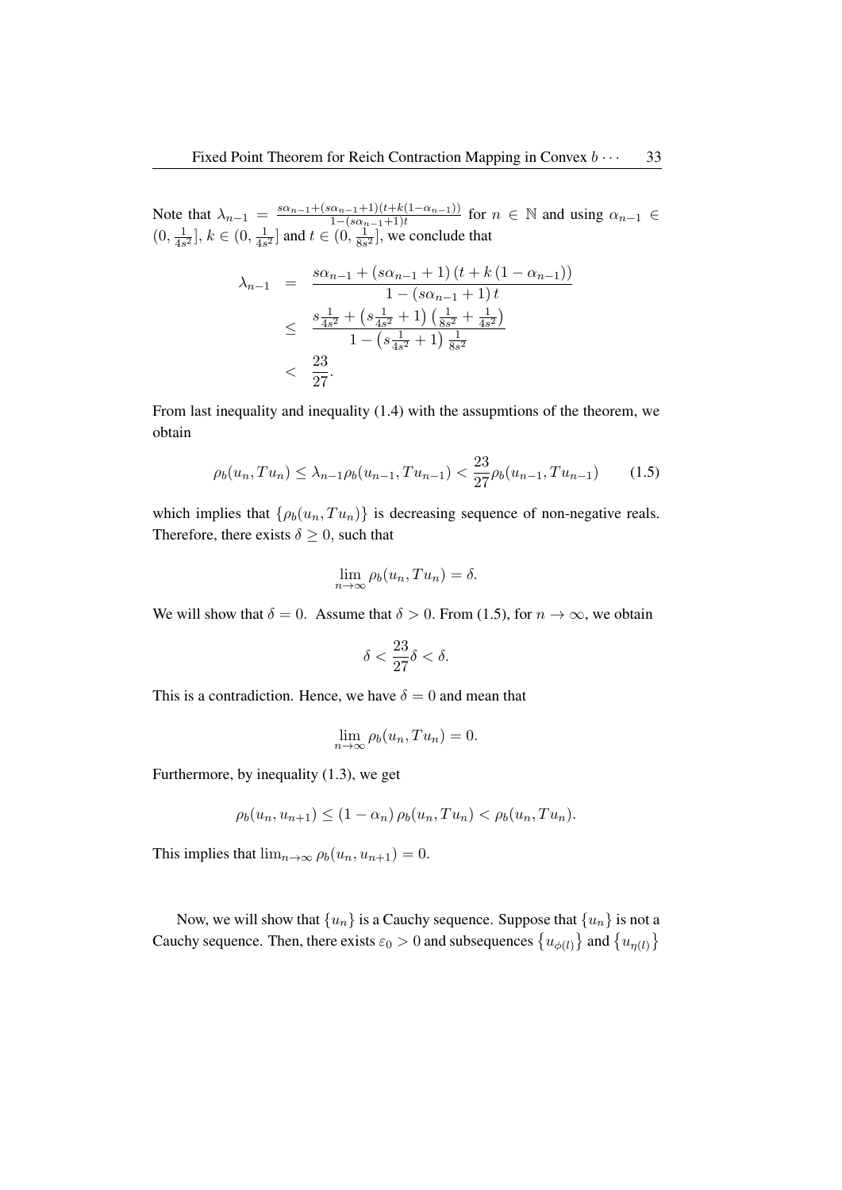Note that $\lambda_{n-1} = \frac{s\alpha_{n-1}+(s\alpha_{n-1}+1)(t+k(1-\alpha_{n-1}))}{1-(s\alpha_{n-1}+1)t}$ for $n \in \mathbb{N}$ and using $\alpha_{n-1} \in (0, \frac{1}{4s^2}]$, $k \in (0, \frac{1}{4s^2}]$ and $t \in (0, \frac{1}{8s^2}]$, we conclude that

$$
\begin{aligned}
\lambda_{n-1} &= \frac{s\alpha_{n-1} + (s\alpha_{n-1}+1)\left(t + k\left(1-\alpha_{n-1}\right)\right)}{1-\left(s\alpha_{n-1}+1\right)t} \\
&\leq \frac{s\frac{1}{4s^2} + \left(s\frac{1}{4s^2}+1\right)\left(\frac{1}{8s^2}+\frac{1}{4s^2}\right)}{1-\left(s\frac{1}{4s^2}+1\right)\frac{1}{8s^2}} \\
&< \frac{23}{27}.
\end{aligned}
$$

From last inequality and inequality (1.4) with the assupmtions of the theorem, we obtain

$$
\rho_b(u_n, Tu_n) \leq \lambda_{n-1}\rho_b(u_{n-1}, Tu_{n-1}) < \frac{23}{27}\rho_b(u_{n-1}, Tu_{n-1}) \tag{1.5}
$$

which implies that $\{\rho_b(u_n, Tu_n)\}$ is decreasing sequence of non-negative reals. Therefore, there exists $\delta \geq 0$, such that

$$
\lim_{n\to\infty} \rho_b(u_n, Tu_n) = \delta.
$$

We will show that $\delta = 0$. Assume that $\delta > 0$. From (1.5), for $n \to \infty$, we obtain

$$
\delta < \frac{23}{27}\delta < \delta.
$$

This is a contradiction. Hence, we have $\delta = 0$ and mean that

$$
\lim_{n\to\infty} \rho_b(u_n, Tu_n) = 0.
$$

Furthermore, by inequality (1.3), we get

$$
\rho_b(u_n, u_{n+1}) \leq (1-\alpha_n)\,\rho_b(u_n, Tu_n) < \rho_b(u_n, Tu_n).
$$

This implies that $\lim_{n\to\infty} \rho_b(u_n, u_{n+1}) = 0$.

Now, we will show that $\{u_n\}$ is a Cauchy sequence. Suppose that $\{u_n\}$ is not a Cauchy sequence. Then, there exists $\varepsilon_0 > 0$ and subsequences $\{u_{\phi(l)}\}$ and $\{u_{\eta(l)}\}$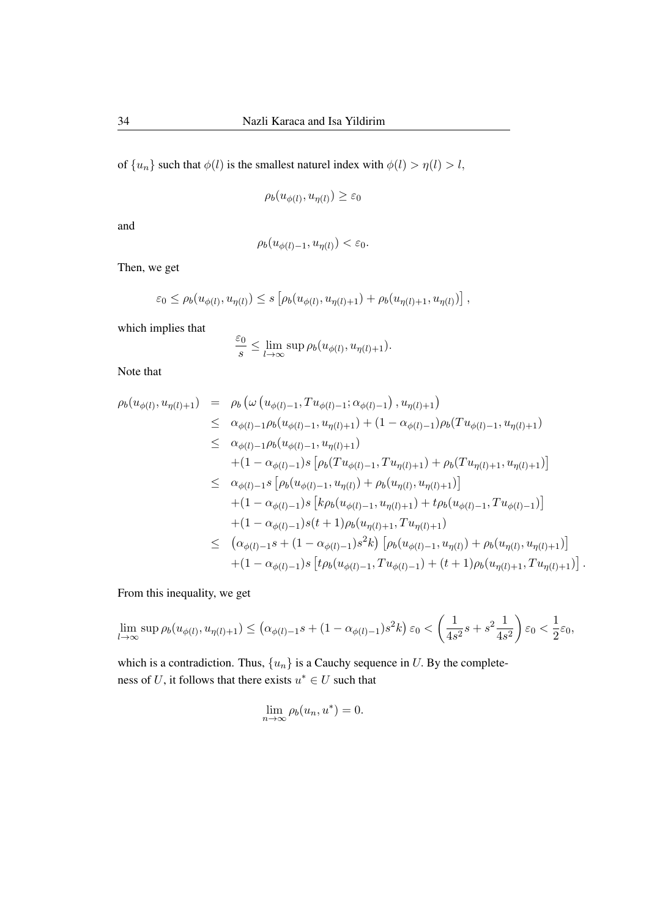of $\{u_n\}$ such that $\phi(l)$ is the smallest naturel index with $\phi(l) > \eta(l) > l$,

$$\rho_b(u_{\phi(l)}, u_{\eta(l)}) \geq \varepsilon_0$$

and

$$\rho_b(u_{\phi(l)-1}, u_{\eta(l)}) < \varepsilon_0.$$

Then, we get

$$\varepsilon_0 \leq \rho_b(u_{\phi(l)}, u_{\eta(l)}) \leq s\left[\rho_b(u_{\phi(l)}, u_{\eta(l)+1}) + \rho_b(u_{\eta(l)+1}, u_{\eta(l)})\right],$$

which implies that

$$\frac{\varepsilon_0}{s} \leq \lim_{l\to\infty} \sup \rho_b(u_{\phi(l)}, u_{\eta(l)+1}).$$

Note that

$$\begin{aligned}
\rho_b(u_{\phi(l)}, u_{\eta(l)+1}) &= \rho_b\left(\omega\left(u_{\phi(l)-1}, Tu_{\phi(l)-1}; \alpha_{\phi(l)-1}\right), u_{\eta(l)+1}\right) \\
&\leq \alpha_{\phi(l)-1}\rho_b(u_{\phi(l)-1}, u_{\eta(l)+1}) + (1-\alpha_{\phi(l)-1})\rho_b(Tu_{\phi(l)-1}, u_{\eta(l)+1}) \\
&\leq \alpha_{\phi(l)-1}\rho_b(u_{\phi(l)-1}, u_{\eta(l)+1}) \\
&\quad + (1-\alpha_{\phi(l)-1})s\left[\rho_b(Tu_{\phi(l)-1}, Tu_{\eta(l)+1}) + \rho_b(Tu_{\eta(l)+1}, u_{\eta(l)+1})\right] \\
&\leq \alpha_{\phi(l)-1}s\left[\rho_b(u_{\phi(l)-1}, u_{\eta(l)}) + \rho_b(u_{\eta(l)}, u_{\eta(l)+1})\right] \\
&\quad + (1-\alpha_{\phi(l)-1})s\left[k\rho_b(u_{\phi(l)-1}, u_{\eta(l)+1}) + t\rho_b(u_{\phi(l)-1}, Tu_{\phi(l)-1})\right] \\
&\quad + (1-\alpha_{\phi(l)-1})s(t+1)\rho_b(u_{\eta(l)+1}, Tu_{\eta(l)+1}) \\
&\leq \left(\alpha_{\phi(l)-1}s + (1-\alpha_{\phi(l)-1})s^2k\right)\left[\rho_b(u_{\phi(l)-1}, u_{\eta(l)}) + \rho_b(u_{\eta(l)}, u_{\eta(l)+1})\right] \\
&\quad + (1-\alpha_{\phi(l)-1})s\left[t\rho_b(u_{\phi(l)-1}, Tu_{\phi(l)-1}) + (t+1)\rho_b(u_{\eta(l)+1}, Tu_{\eta(l)+1})\right].
\end{aligned}$$

From this inequality, we get

$$\lim_{l\to\infty} \sup \rho_b(u_{\phi(l)}, u_{\eta(l)+1}) \leq \left(\alpha_{\phi(l)-1}s + (1-\alpha_{\phi(l)-1})s^2k\right)\varepsilon_0 < \left(\frac{1}{4s^2}s + s^2\frac{1}{4s^2}\right)\varepsilon_0 < \frac{1}{2}\varepsilon_0,$$

which is a contradiction. Thus, $\{u_n\}$ is a Cauchy sequence in $U$. By the completeness of $U$, it follows that there exists $u^* \in U$ such that

$$\lim_{n\to\infty} \rho_b(u_n, u^*) = 0.$$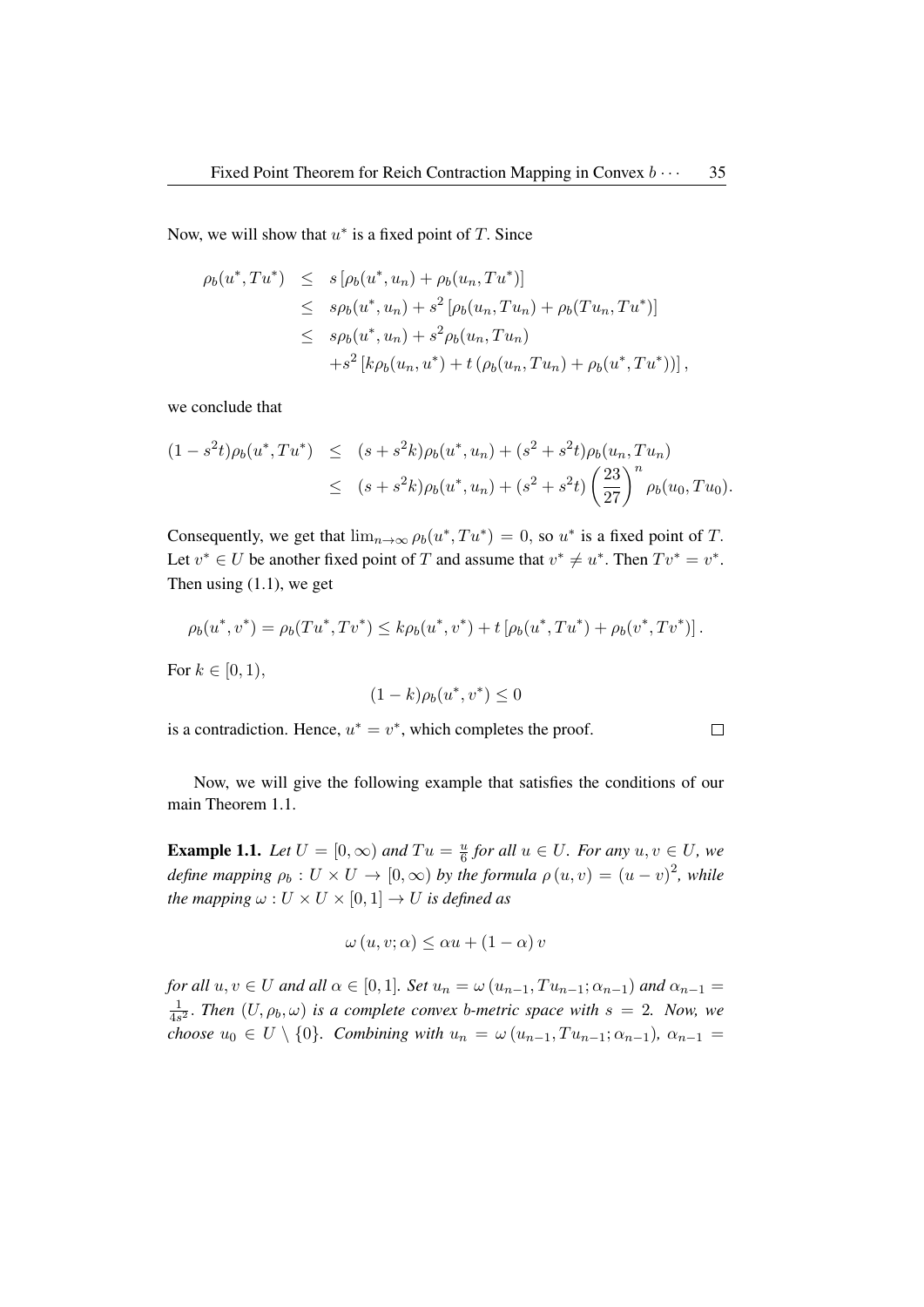Now, we will show that $u^*$ is a fixed point of $T$. Since

$$
\begin{aligned}
\rho_b(u^*, Tu^*) &\leq s\left[\rho_b(u^*, u_n) + \rho_b(u_n, Tu^*)\right] \\
&\leq s\rho_b(u^*, u_n) + s^2\left[\rho_b(u_n, Tu_n) + \rho_b(Tu_n, Tu^*)\right] \\
&\leq s\rho_b(u^*, u_n) + s^2\rho_b(u_n, Tu_n) \\
&\quad + s^2\left[k\rho_b(u_n, u^*) + t\left(\rho_b(u_n, Tu_n) + \rho_b(u^*, Tu^*)\right)\right],
\end{aligned}
$$

we conclude that

$$
\begin{aligned}
(1 - s^2 t)\rho_b(u^*, Tu^*) &\leq (s + s^2 k)\rho_b(u^*, u_n) + (s^2 + s^2 t)\rho_b(u_n, Tu_n) \\
&\leq (s + s^2 k)\rho_b(u^*, u_n) + (s^2 + s^2 t)\left(\frac{23}{27}\right)^n \rho_b(u_0, Tu_0).
\end{aligned}
$$

Consequently, we get that $\lim_{n\to\infty} \rho_b(u^*, Tu^*) = 0$, so $u^*$ is a fixed point of $T$. Let $v^* \in U$ be another fixed point of $T$ and assume that $v^* \neq u^*$. Then $Tv^* = v^*$. Then using (1.1), we get

$$
\rho_b(u^*, v^*) = \rho_b(Tu^*, Tv^*) \leq k\rho_b(u^*, v^*) + t\left[\rho_b(u^*, Tu^*) + \rho_b(v^*, Tv^*)\right].
$$

For $k \in [0, 1)$,

$$
(1 - k)\rho_b(u^*, v^*) \leq 0
$$

is a contradiction. Hence, $u^* = v^*$, which completes the proof. □

Now, we will give the following example that satisfies the conditions of our main Theorem 1.1.

**Example 1.1.** *Let $U = [0, \infty)$ and $Tu = \frac{u}{6}$ for all $u \in U$. For any $u, v \in U$, we define mapping $\rho_b : U \times U \to [0, \infty)$ by the formula $\rho(u, v) = (u - v)^2$, while the mapping $\omega : U \times U \times [0, 1] \to U$ is defined as*

$$
\omega(u, v; \alpha) \leq \alpha u + (1 - \alpha) v
$$

*for all $u, v \in U$ and all $\alpha \in [0, 1]$. Set $u_n = \omega(u_{n-1}, Tu_{n-1}; \alpha_{n-1})$ and $\alpha_{n-1} = \frac{1}{4s^2}$. Then $(U, \rho_b, \omega)$ is a complete convex b-metric space with $s = 2$. Now, we choose $u_0 \in U \setminus \{0\}$. Combining with $u_n = \omega(u_{n-1}, Tu_{n-1}; \alpha_{n-1})$, $\alpha_{n-1} =$*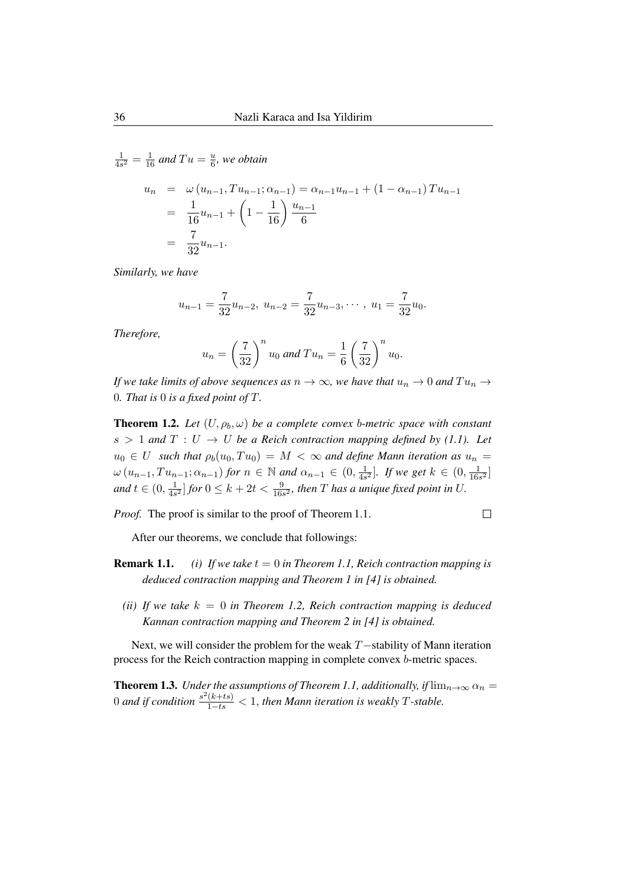*$\frac{1}{4s^2} = \frac{1}{16}$ and $Tu = \frac{u}{6}$, we obtain*

$$
\begin{aligned}
u_n &= \omega\left(u_{n-1}, Tu_{n-1}; \alpha_{n-1}\right) = \alpha_{n-1} u_{n-1} + \left(1 - \alpha_{n-1}\right) Tu_{n-1} \\
&= \frac{1}{16} u_{n-1} + \left(1 - \frac{1}{16}\right) \frac{u_{n-1}}{6} \\
&= \frac{7}{32} u_{n-1}.
\end{aligned}
$$

*Similarly, we have*

$$
u_{n-1} = \frac{7}{32} u_{n-2},\ u_{n-2} = \frac{7}{32} u_{n-3}, \cdots,\ u_1 = \frac{7}{32} u_0.
$$

*Therefore,*

$$
u_n = \left(\frac{7}{32}\right)^n u_0 \text{ and } Tu_n = \frac{1}{6}\left(\frac{7}{32}\right)^n u_0.
$$

*If we take limits of above sequences as $n \to \infty$, we have that $u_n \to 0$ and $Tu_n \to 0$. That is $0$ is a fixed point of $T$.*

**Theorem 1.2.** *Let $(U, \rho_b, \omega)$ be a complete convex $b$-metric space with constant $s > 1$ and $T : U \to U$ be a Reich contraction mapping defined by (1.1). Let $u_0 \in U$ such that $\rho_b(u_0, Tu_0) = M < \infty$ and define Mann iteration as $u_n = \omega\left(u_{n-1}, Tu_{n-1}; \alpha_{n-1}\right)$ for $n \in \mathbb{N}$ and $\alpha_{n-1} \in (0, \frac{1}{4s^2}]$. If we get $k \in (0, \frac{1}{16s^2}]$ and $t \in (0, \frac{1}{4s^2}]$ for $0 \leq k + 2t < \frac{9}{16s^2}$, then $T$ has a unique fixed point in $U$.*

*Proof.* The proof is similar to the proof of Theorem 1.1. □

After our theorems, we conclude that followings:

**Remark 1.1.**

*(i) If we take $t = 0$ in Theorem 1.1, Reich contraction mapping is deduced contraction mapping and Theorem 1 in [4] is obtained.*

*(ii) If we take $k = 0$ in Theorem 1.2, Reich contraction mapping is deduced Kannan contraction mapping and Theorem 2 in [4] is obtained.*

Next, we will consider the problem for the weak $T-$stability of Mann iteration process for the Reich contraction mapping in complete convex $b$-metric spaces.

**Theorem 1.3.** *Under the assumptions of Theorem 1.1, additionally, if $\lim_{n\to\infty} \alpha_n = 0$ and if condition $\frac{s^2(k+ts)}{1-ts} < 1$, then Mann iteration is weakly $T$-stable.*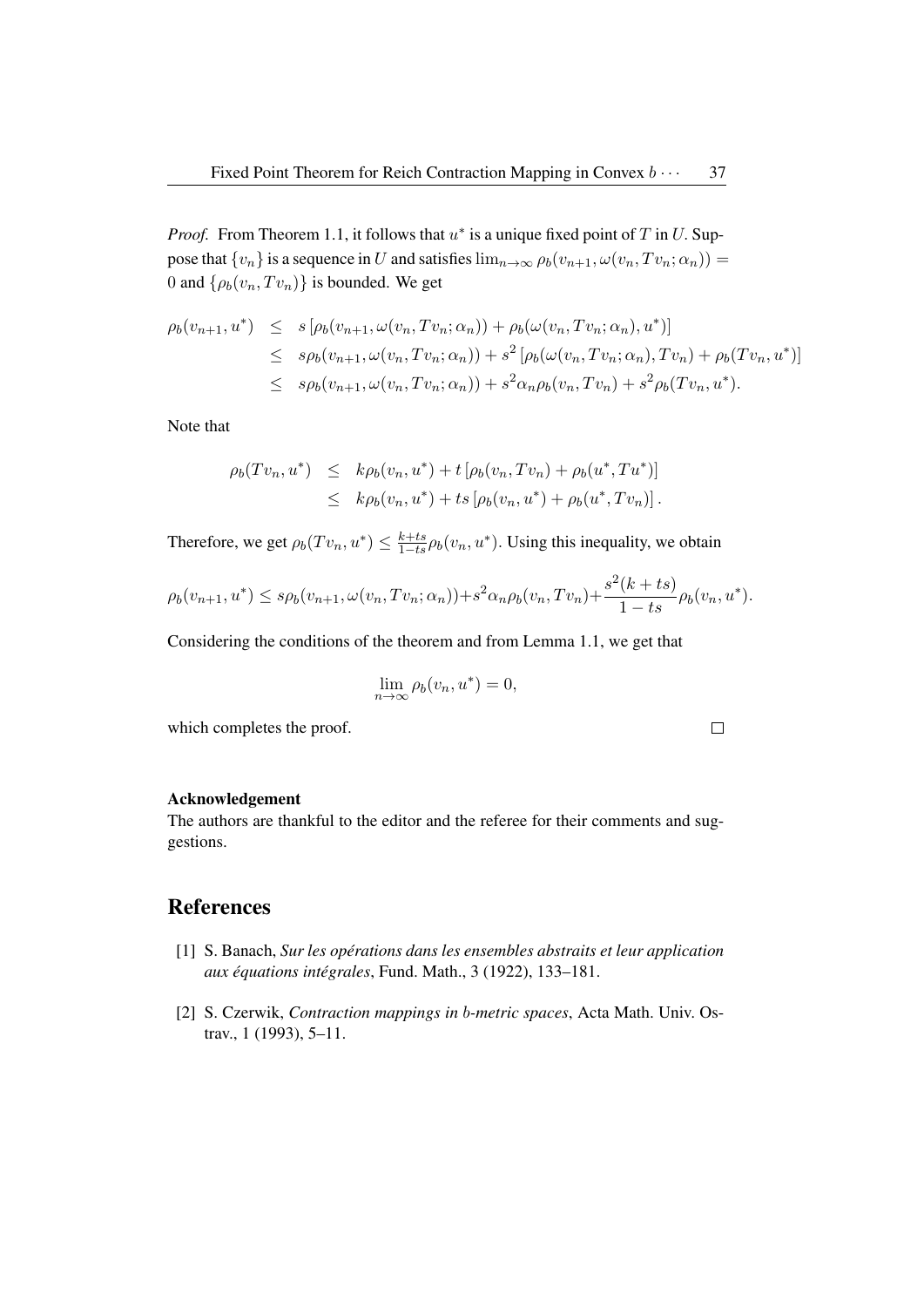*Proof.* From Theorem 1.1, it follows that $u^*$ is a unique fixed point of $T$ in $U$. Suppose that $\{v_n\}$ is a sequence in $U$ and satisfies $\lim_{n\to\infty} \rho_b(v_{n+1}, \omega(v_n, Tv_n; \alpha_n)) = 0$ and $\{\rho_b(v_n, Tv_n)\}$ is bounded. We get

$$
\begin{aligned}
\rho_b(v_{n+1}, u^*) &\leq s\left[\rho_b(v_{n+1}, \omega(v_n, Tv_n; \alpha_n)) + \rho_b(\omega(v_n, Tv_n; \alpha_n), u^*)\right] \\
&\leq s\rho_b(v_{n+1}, \omega(v_n, Tv_n; \alpha_n)) + s^2\left[\rho_b(\omega(v_n, Tv_n; \alpha_n), Tv_n) + \rho_b(Tv_n, u^*)\right] \\
&\leq s\rho_b(v_{n+1}, \omega(v_n, Tv_n; \alpha_n)) + s^2\alpha_n\rho_b(v_n, Tv_n) + s^2\rho_b(Tv_n, u^*).
\end{aligned}
$$

Note that

$$
\begin{aligned}
\rho_b(Tv_n, u^*) &\leq k\rho_b(v_n, u^*) + t\left[\rho_b(v_n, Tv_n) + \rho_b(u^*, Tu^*)\right] \\
&\leq k\rho_b(v_n, u^*) + ts\left[\rho_b(v_n, u^*) + \rho_b(u^*, Tv_n)\right].
\end{aligned}
$$

Therefore, we get $\rho_b(Tv_n, u^*) \leq \frac{k+ts}{1-ts}\rho_b(v_n, u^*)$. Using this inequality, we obtain

$$
\rho_b(v_{n+1}, u^*) \leq s\rho_b(v_{n+1}, \omega(v_n, Tv_n; \alpha_n)) + s^2\alpha_n\rho_b(v_n, Tv_n) + \frac{s^2(k+ts)}{1-ts}\rho_b(v_n, u^*).
$$

Considering the conditions of the theorem and from Lemma 1.1, we get that

$$
\lim_{n\to\infty} \rho_b(v_n, u^*) = 0,
$$

which completes the proof. □

**Acknowledgement**

The authors are thankful to the editor and the referee for their comments and suggestions.

## References

[1] S. Banach, *Sur les opérations dans les ensembles abstraits et leur application aux équations intégrales*, Fund. Math., 3 (1922), 133–181.

[2] S. Czerwik, *Contraction mappings in b-metric spaces*, Acta Math. Univ. Ostrav., 1 (1993), 5–11.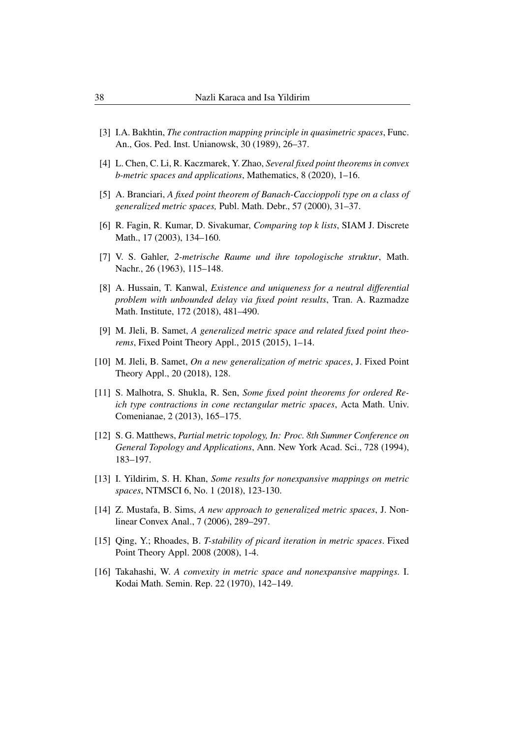[3] I.A. Bakhtin, *The contraction mapping principle in quasimetric spaces*, Func. An., Gos. Ped. Inst. Unianowsk, 30 (1989), 26–37.

[4] L. Chen, C. Li, R. Kaczmarek, Y. Zhao, *Several fixed point theorems in convex b-metric spaces and applications*, Mathematics, 8 (2020), 1–16.

[5] A. Branciari, *A fixed point theorem of Banach-Caccioppoli type on a class of generalized metric spaces,* Publ. Math. Debr., 57 (2000), 31–37.

[6] R. Fagin, R. Kumar, D. Sivakumar, *Comparing top k lists*, SIAM J. Discrete Math., 17 (2003), 134–160.

[7] V. S. Gahler, *2-metrische Raume und ihre topologische struktur*, Math. Nachr., 26 (1963), 115–148.

[8] A. Hussain, T. Kanwal, *Existence and uniqueness for a neutral differential problem with unbounded delay via fixed point results*, Tran. A. Razmadze Math. Institute, 172 (2018), 481–490.

[9] M. Jleli, B. Samet, *A generalized metric space and related fixed point theorems*, Fixed Point Theory Appl., 2015 (2015), 1–14.

[10] M. Jleli, B. Samet, *On a new generalization of metric spaces*, J. Fixed Point Theory Appl., 20 (2018), 128.

[11] S. Malhotra, S. Shukla, R. Sen, *Some fixed point theorems for ordered Reich type contractions in cone rectangular metric spaces*, Acta Math. Univ. Comenianae, 2 (2013), 165–175.

[12] S. G. Matthews, *Partial metric topology, In: Proc. 8th Summer Conference on General Topology and Applications*, Ann. New York Acad. Sci., 728 (1994), 183–197.

[13] I. Yildirim, S. H. Khan, *Some results for nonexpansive mappings on metric spaces*, NTMSCI 6, No. 1 (2018), 123-130.

[14] Z. Mustafa, B. Sims, *A new approach to generalized metric spaces*, J. Nonlinear Convex Anal., 7 (2006), 289–297.

[15] Qing, Y.; Rhoades, B. *T-stability of picard iteration in metric spaces*. Fixed Point Theory Appl. 2008 (2008), 1-4.

[16] Takahashi, W. *A convexity in metric space and nonexpansive mappings.* I. Kodai Math. Semin. Rep. 22 (1970), 142–149.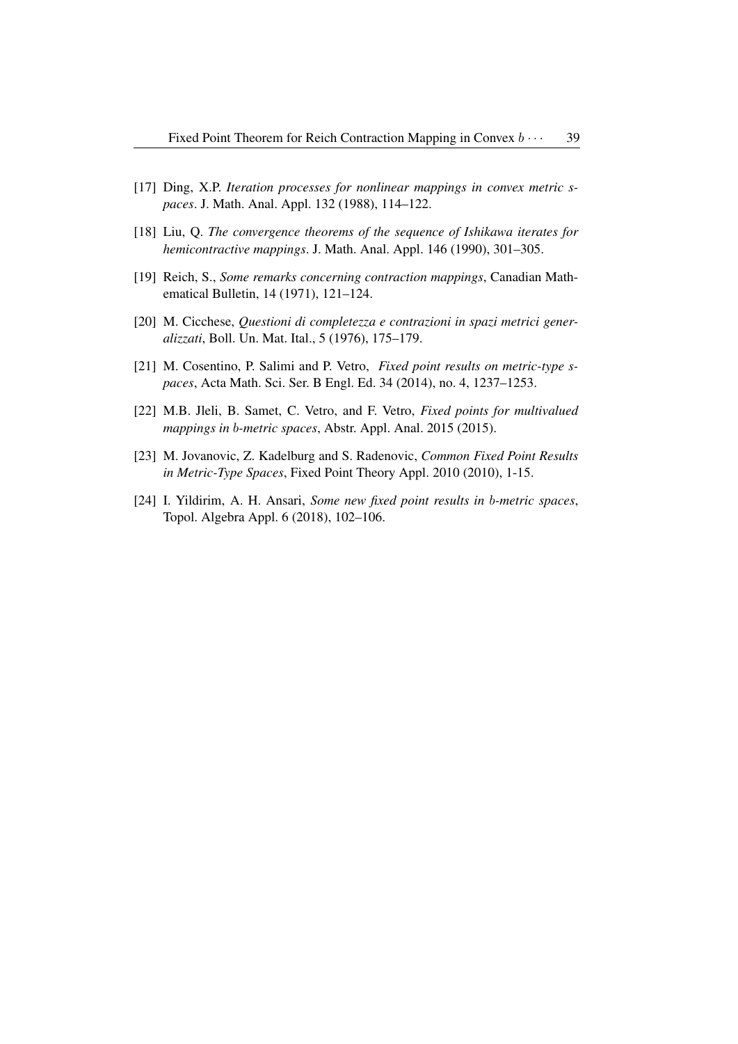[17] Ding, X.P. *Iteration processes for nonlinear mappings in convex metric spaces*. J. Math. Anal. Appl. 132 (1988), 114–122.

[18] Liu, Q. *The convergence theorems of the sequence of Ishikawa iterates for hemicontractive mappings*. J. Math. Anal. Appl. 146 (1990), 301–305.

[19] Reich, S., *Some remarks concerning contraction mappings*, Canadian Mathematical Bulletin, 14 (1971), 121–124.

[20] M. Cicchese, *Questioni di completezza e contrazioni in spazi metrici generalizzati*, Boll. Un. Mat. Ital., 5 (1976), 175–179.

[21] M. Cosentino, P. Salimi and P. Vetro, *Fixed point results on metric-type spaces*, Acta Math. Sci. Ser. B Engl. Ed. 34 (2014), no. 4, 1237–1253.

[22] M.B. Jleli, B. Samet, C. Vetro, and F. Vetro, *Fixed points for multivalued mappings in $b$-metric spaces*, Abstr. Appl. Anal. 2015 (2015).

[23] M. Jovanovic, Z. Kadelburg and S. Radenovic, *Common Fixed Point Results in Metric-Type Spaces*, Fixed Point Theory Appl. 2010 (2010), 1-15.

[24] I. Yildirim, A. H. Ansari, *Some new fixed point results in $b$-metric spaces*, Topol. Algebra Appl. 6 (2018), 102–106.